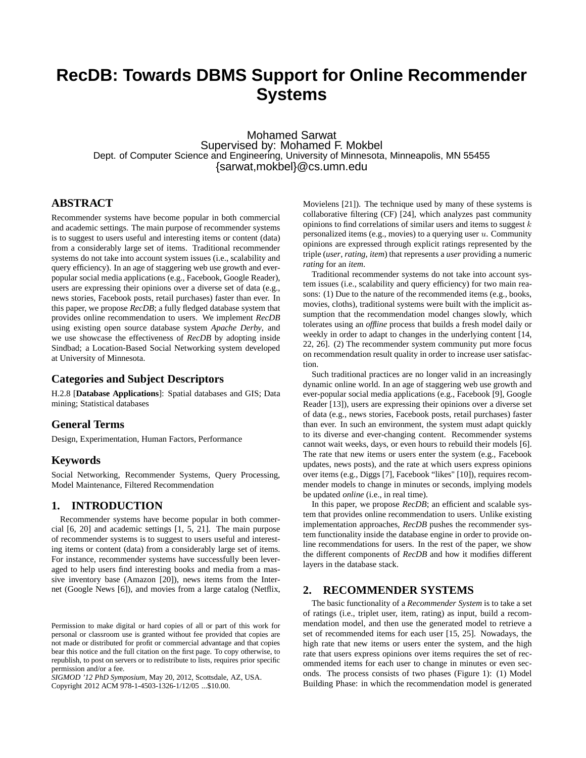# RecDB: Towards DBMS Support for Online Recommender Systems

Mohamed Sarwat
Supervised by: Mohamed F. Mokbel
Dept. of Computer Science and Engineering, University of Minnesota, Minneapolis, MN 55455
{sarwat,mokbel}@cs.umn.edu

## ABSTRACT

Recommender systems have become popular in both commercial and academic settings. The main purpose of recommender systems is to suggest to users useful and interesting items or content (data) from a considerably large set of items. Traditional recommender systems do not take into account system issues (i.e., scalability and query efficiency). In an age of staggering web use growth and ever-popular social media applications (e.g., Facebook, Google Reader), users are expressing their opinions over a diverse set of data (e.g., news stories, Facebook posts, retail purchases) faster than ever. In this paper, we propose *RecDB*; a fully fledged database system that provides online recommendation to users. We implement *RecDB* using existing open source database system *Apache Derby*, and we use showcase the effectiveness of *RecDB* by adopting inside Sindbad; a Location-Based Social Networking system developed at University of Minnesota.

## Categories and Subject Descriptors

H.2.8 [**Database Applications**]: Spatial databases and GIS; Data mining; Statistical databases

## General Terms

Design, Experimentation, Human Factors, Performance

## Keywords

Social Networking, Recommender Systems, Query Processing, Model Maintenance, Filtered Recommendation

## 1. INTRODUCTION

Recommender systems have become popular in both commercial [6, 20] and academic settings [1, 5, 21]. The main purpose of recommender systems is to suggest to users useful and interesting items or content (data) from a considerably large set of items. For instance, recommender systems have successfully been leveraged to help users find interesting books and media from a massive inventory base (Amazon [20]), news items from the Internet (Google News [6]), and movies from a large catalog (Netflix, Movielens [21]). The technique used by many of these systems is collaborative filtering (CF) [24], which analyzes past community opinions to find correlations of similar users and items to suggest $k$ personalized items (e.g., movies) to a querying user $u$. Community opinions are expressed through explicit ratings represented by the triple (*user*, *rating*, *item*) that represents a *user* providing a numeric *rating* for an *item*.

Traditional recommender systems do not take into account system issues (i.e., scalability and query efficiency) for two main reasons: (1) Due to the nature of the recommended items (e.g., books, movies, cloths), traditional systems were built with the implicit assumption that the recommendation model changes slowly, which tolerates using an *offline* process that builds a fresh model daily or weekly in order to adapt to changes in the underlying content [14, 22, 26]. (2) The recommender system community put more focus on recommendation result quality in order to increase user satisfaction.

Such traditional practices are no longer valid in an increasingly dynamic online world. In an age of staggering web use growth and ever-popular social media applications (e.g., Facebook [9], Google Reader [13]), users are expressing their opinions over a diverse set of data (e.g., news stories, Facebook posts, retail purchases) faster than ever. In such an environment, the system must adapt quickly to its diverse and ever-changing content. Recommender systems cannot wait weeks, days, or even hours to rebuild their models [6]. The rate that new items or users enter the system (e.g., Facebook updates, news posts), and the rate at which users express opinions over items (e.g., Diggs [7], Facebook "likes" [10]), requires recommender models to change in minutes or seconds, implying models be updated *online* (i.e., in real time).

In this paper, we propose *RecDB*; an efficient and scalable system that provides online recommendation to users. Unlike existing implementation approaches, *RecDB* pushes the recommender system functionality inside the database engine in order to provide online recommendations for users. In the rest of the paper, we show the different components of *RecDB* and how it modifies different layers in the database stack.

## 2. RECOMMENDER SYSTEMS

The basic functionality of a *Recommender System* is to take a set of ratings (i.e., triplet user, item, rating) as input, build a recommendation model, and then use the generated model to retrieve a set of recommended items for each user [15, 25]. Nowadays, the high rate that new items or users enter the system, and the high rate that users express opinions over items requires the set of recommended items for each user to change in minutes or even seconds. The process consists of two phases (Figure 1): (1) Model Building Phase: in which the recommendation model is generated

Permission to make digital or hard copies of all or part of this work for personal or classroom use is granted without fee provided that copies are not made or distributed for profit or commercial advantage and that copies bear this notice and the full citation on the first page. To copy otherwise, to republish, to post on servers or to redistribute to lists, requires prior specific permission and/or a fee.
*SIGMOD '12 PhD Symposium*, May 20, 2012, Scottsdale, AZ, USA.
Copyright 2012 ACM 978-1-4503-1326-1/12/05 ...$10.00.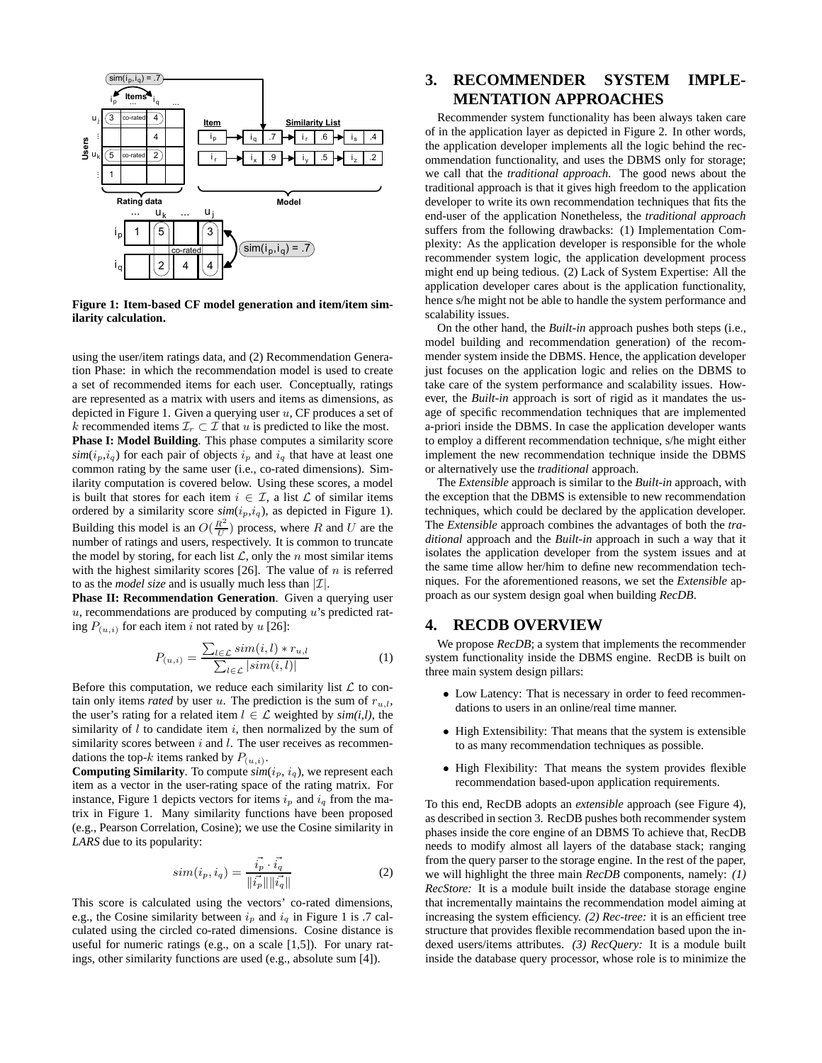**Figure 1: Item-based CF model generation and item/item similarity calculation.**

using the user/item ratings data, and (2) Recommendation Generation Phase: in which the recommendation model is used to create a set of recommended items for each user. Conceptually, ratings are represented as a matrix with users and items as dimensions, as depicted in Figure 1. Given a querying user $u$, CF produces a set of $k$ recommended items $\mathcal{I}_r \subset \mathcal{I}$ that $u$ is predicted to like the most.

**Phase I: Model Building**. This phase computes a similarity score *sim*($i_p$,$i_q$) for each pair of objects $i_p$ and $i_q$ that have at least one common rating by the same user (i.e., co-rated dimensions). Similarity computation is covered below. Using these scores, a model is built that stores for each item $i \in \mathcal{I}$, a list $\mathcal{L}$ of similar items ordered by a similarity score *sim*($i_p$,$i_q$), as depicted in Figure 1). Building this model is an $O(\frac{R^2}{U})$ process, where $R$ and $U$ are the number of ratings and users, respectively. It is common to truncate the model by storing, for each list $\mathcal{L}$, only the $n$ most similar items with the highest similarity scores [26]. The value of $n$ is referred to as the *model size* and is usually much less than $|\mathcal{I}|$.

**Phase II: Recommendation Generation**. Given a querying user $u$, recommendations are produced by computing $u$'s predicted rating $P_{(u,i)}$ for each item $i$ not rated by $u$ [26]:

$$P_{(u,i)} = \frac{\sum_{l \in \mathcal{L}} sim(i,l) * r_{u,l}}{\sum_{l \in \mathcal{L}} |sim(i,l)|} \tag{1}$$

Before this computation, we reduce each similarity list $\mathcal{L}$ to contain only items *rated* by user $u$. The prediction is the sum of $r_{u,l}$, the user's rating for a related item $l \in \mathcal{L}$ weighted by *sim(i,l)*, the similarity of $l$ to candidate item $i$, then normalized by the sum of similarity scores between $i$ and $l$. The user receives as recommendations the top-$k$ items ranked by $P_{(u,i)}$.

**Computing Similarity**. To compute *sim*($i_p$, $i_q$), we represent each item as a vector in the user-rating space of the rating matrix. For instance, Figure 1 depicts vectors for items $i_p$ and $i_q$ from the matrix in Figure 1. Many similarity functions have been proposed (e.g., Pearson Correlation, Cosine); we use the Cosine similarity in *LARS* due to its popularity:

$$sim(i_p, i_q) = \frac{\vec{i_p} \cdot \vec{i_q}}{\|\vec{i_p}\|\|\vec{i_q}\|} \tag{2}$$

This score is calculated using the vectors' co-rated dimensions, e.g., the Cosine similarity between $i_p$ and $i_q$ in Figure 1 is .7 calculated using the circled co-rated dimensions. Cosine distance is useful for numeric ratings (e.g., on a scale [1,5]). For unary ratings, other similarity functions are used (e.g., absolute sum [4]).

# 3. RECOMMENDER SYSTEM IMPLEMENTATION APPROACHES

Recommender system functionality has been always taken care of in the application layer as depicted in Figure 2. In other words, the application developer implements all the logic behind the recommendation functionality, and uses the DBMS only for storage; we call that the *traditional approach*. The good news about the traditional approach is that it gives high freedom to the application developer to write its own recommendation techniques that fits the end-user of the application Nonetheless, the *traditional approach* suffers from the following drawbacks: (1) Implementation Complexity: As the application developer is responsible for the whole recommender system logic, the application development process might end up being tedious. (2) Lack of System Expertise: All the application developer cares about is the application functionality, hence s/he might not be able to handle the system performance and scalability issues.

On the other hand, the *Built-in* approach pushes both steps (i.e., model building and recommendation generation) of the recommender system inside the DBMS. Hence, the application developer just focuses on the application logic and relies on the DBMS to take care of the system performance and scalability issues. However, the *Built-in* approach is sort of rigid as it mandates the usage of specific recommendation techniques that are implemented a-priori inside the DBMS. In case the application developer wants to employ a different recommendation technique, s/he might either implement the new recommendation technique inside the DBMS or alternatively use the *traditional* approach.

The *Extensible* approach is similar to the *Built-in* approach, with the exception that the DBMS is extensible to new recommendation techniques, which could be declared by the application developer. The *Extensible* approach combines the advantages of both the *traditional* approach and the *Built-in* approach in such a way that it isolates the application developer from the system issues and at the same time allow her/him to define new recommendation techniques. For the aforementioned reasons, we set the *Extensible* approach as our system design goal when building *RecDB*.

# 4. RECDB OVERVIEW

We propose *RecDB*; a system that implements the recommender system functionality inside the DBMS engine. RecDB is built on three main system design pillars:

- Low Latency: That is necessary in order to feed recommendations to users in an online/real time manner.
- High Extensibility: That means that the system is extensible to as many recommendation techniques as possible.
- High Flexibility: That means the system provides flexible recommendation based-upon application requirements.

To this end, RecDB adopts an *extensible* approach (see Figure 4), as described in section 3. RecDB pushes both recommender system phases inside the core engine of an DBMS To achieve that, RecDB needs to modify almost all layers of the database stack; ranging from the query parser to the storage engine. In the rest of the paper, we will highlight the three main *RecDB* components, namely: *(1) RecStore:* It is a module built inside the database storage engine that incrementally maintains the recommendation model aiming at increasing the system efficiency. *(2) Rec-tree:* it is an efficient tree structure that provides flexible recommendation based upon the indexed users/items attributes. *(3) RecQuery:* It is a module built inside the database query processor, whose role is to minimize the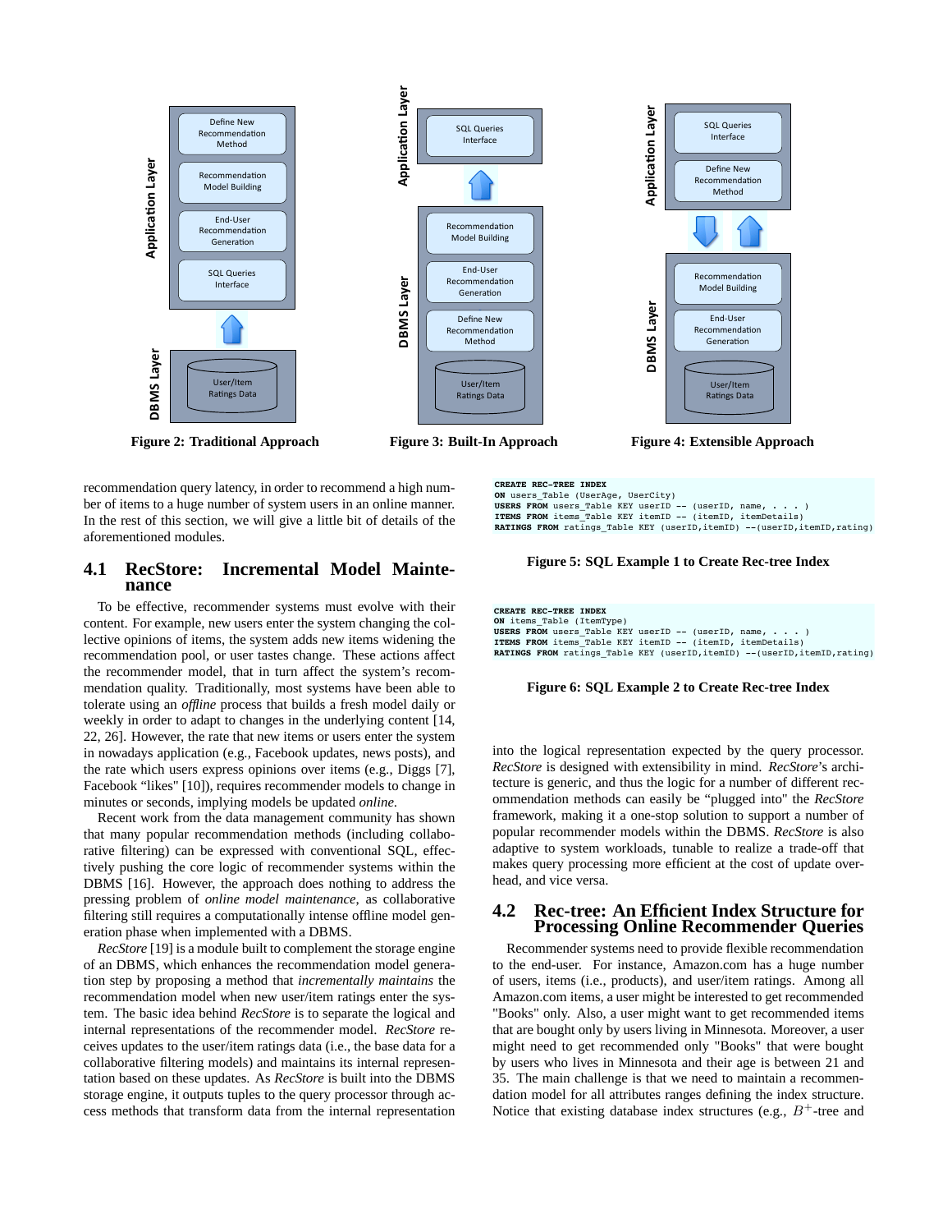Application Layer

Define New Recommendation Method

Recommendation Model Building

End-User Recommendation Generation

SQL Queries Interface

DBMS Layer

User/Item Ratings Data

**Figure 2: Traditional Approach**

Application Layer

SQL Queries Interface

DBMS Layer

Recommendation Model Building

End-User Recommendation Generation

Define New Recommendation Method

User/Item Ratings Data

**Figure 3: Built-In Approach**

Application Layer

SQL Queries Interface

Define New Recommendation Method

DBMS Layer

Recommendation Model Building

End-User Recommendation Generation

User/Item Ratings Data

**Figure 4: Extensible Approach**

recommendation query latency, in order to recommend a high number of items to a huge number of system users in an online manner. In the rest of this section, we will give a little bit of details of the aforementioned modules.

### 4.1 RecStore: Incremental Model Maintenance

To be effective, recommender systems must evolve with their content. For example, new users enter the system changing the collective opinions of items, the system adds new items widening the recommendation pool, or user tastes change. These actions affect the recommender model, that in turn affect the system's recommendation quality. Traditionally, most systems have been able to tolerate using an *offline* process that builds a fresh model daily or weekly in order to adapt to changes in the underlying content [14, 22, 26]. However, the rate that new items or users enter the system in nowadays application (e.g., Facebook updates, news posts), and the rate which users express opinions over items (e.g., Diggs [7], Facebook "likes" [10]), requires recommender models to change in minutes or seconds, implying models be updated *online*.

Recent work from the data management community has shown that many popular recommendation methods (including collaborative filtering) can be expressed with conventional SQL, effectively pushing the core logic of recommender systems within the DBMS [16]. However, the approach does nothing to address the pressing problem of *online model maintenance*, as collaborative filtering still requires a computationally intense offline model generation phase when implemented with a DBMS.

*RecStore* [19] is a module built to complement the storage engine of an DBMS, which enhances the recommendation model generation step by proposing a method that *incrementally maintains* the recommendation model when new user/item ratings enter the system. The basic idea behind *RecStore* is to separate the logical and internal representations of the recommender model. *RecStore* receives updates to the user/item ratings data (i.e., the base data for a collaborative filtering models) and maintains its internal representation based on these updates. As *RecStore* is built into the DBMS storage engine, it outputs tuples to the query processor through access methods that transform data from the internal representation

```
CREATE REC-TREE INDEX
ON users_Table (UserAge, UserCity)
USERS FROM users_Table KEY userID -- (userID, name, . . . )
ITEMS FROM items_Table KEY itemID -- (itemID, itemDetails)
RATINGS FROM ratings_Table KEY (userID,itemID) --(userID,itemID,rating)
```

**Figure 5: SQL Example 1 to Create Rec-tree Index**

```
CREATE REC-TREE INDEX
ON items_Table (ItemType)
USERS FROM users_Table KEY userID -- (userID, name, . . . )
ITEMS FROM items_Table KEY itemID -- (itemID, itemDetails)
RATINGS FROM ratings_Table KEY (userID,itemID) --(userID,itemID,rating)
```

**Figure 6: SQL Example 2 to Create Rec-tree Index**

into the logical representation expected by the query processor. *RecStore* is designed with extensibility in mind. *RecStore*'s architecture is generic, and thus the logic for a number of different recommendation methods can easily be "plugged into" the *RecStore* framework, making it a one-stop solution to support a number of popular recommender models within the DBMS. *RecStore* is also adaptive to system workloads, tunable to realize a trade-off that makes query processing more efficient at the cost of update overhead, and vice versa.

### 4.2 Rec-tree: An Efficient Index Structure for Processing Online Recommender Queries

Recommender systems need to provide flexible recommendation to the end-user. For instance, Amazon.com has a huge number of users, items (i.e., products), and user/item ratings. Among all Amazon.com items, a user might be interested to get recommended "Books" only. Also, a user might want to get recommended items that are bought only by users living in Minnesota. Moreover, a user might need to get recommended only "Books" that were bought by users who lives in Minnesota and their age is between 21 and 35. The main challenge is that we need to maintain a recommendation model for all attributes ranges defining the index structure. Notice that existing database index structures (e.g., $B^{+}$-tree and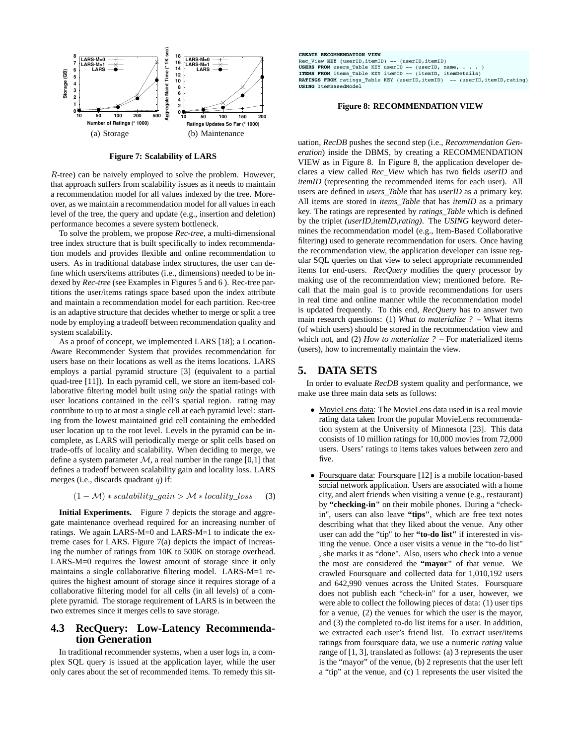(a) Storage

(b) Maintenance

**Figure 7: Scalability of LARS**

$R$-tree) can be naively employed to solve the problem. However, that approach suffers from scalability issues as it needs to maintain a recommendation model for all values indexed by the tree. Moreover, as we maintain a recommendation model for all values in each level of the tree, the query and update (e.g., insertion and deletion) performance becomes a severe system bottleneck.

To solve the problem, we propose *Rec-tree*, a multi-dimensional tree index structure that is built specifically to index recommendation models and provides flexible and online recommendation to users. As in traditional database index structures, the user can define which users/items attributes (i.e., dimensions) needed to be indexed by *Rec-tree* (see Examples in Figures 5 and 6 ). Rec-tree partitions the user/items ratings space based upon the index attribute and maintain a recommendation model for each partition. Rec-tree is an adaptive structure that decides whether to merge or split a tree node by employing a tradeoff between recommendation quality and system scalability.

As a proof of concept, we implemented LARS [18]; a Location-Aware Recommender System that provides recommendation for users base on their locations as well as the items locations. LARS employs a partial pyramid structure [3] (equivalent to a partial quad-tree [11]). In each pyramid cell, we store an item-based collaborative filtering model built using *only* the spatial ratings with user locations contained in the cell's spatial region. rating may contribute to up to at most a single cell at each pyramid level: starting from the lowest maintained grid cell containing the embedded user location up to the root level. Levels in the pyramid can be incomplete, as LARS will periodically merge or split cells based on trade-offs of locality and scalability. When deciding to merge, we define a system parameter $\mathcal{M}$, a real number in the range [0,1] that defines a tradeoff between scalability gain and locality loss. LARS merges (i.e., discards quadrant $q$) if:

$$(1 - \mathcal{M}) * scalability\_gain > \mathcal{M} * locality\_loss \quad (3)$$

**Initial Experiments.** Figure 7 depicts the storage and aggregate maintenance overhead required for an increasing number of ratings. We again LARS-M=0 and LARS-M=1 to indicate the extreme cases for LARS. Figure 7(a) depicts the impact of increasing the number of ratings from 10K to 500K on storage overhead. LARS-M=0 requires the lowest amount of storage since it only maintains a single collaborative filtering model. LARS-M=1 requires the highest amount of storage since it requires storage of a collaborative filtering model for all cells (in all levels) of a complete pyramid. The storage requirement of LARS is in between the two extremes since it merges cells to save storage.

### 4.3 RecQuery: Low-Latency Recommendation Generation

In traditional recommender systems, when a user logs in, a complex SQL query is issued at the application layer, while the user only cares about the set of recommended items. To remedy this situation, *RecDB* pushes the second step (i.e., *Recommendation Generation*) inside the DBMS, by creating a RECOMMENDATION VIEW as in Figure 8. In Figure 8, the application developer declares a view called *Rec_View* which has two fields *userID* and *itemID* (representing the recommended items for each user). All users are defined in *users_Table* that has *userID* as a primary key. All items are stored in *items_Table* that has *itemID* as a primary key. The ratings are represented by *ratings_Table* which is defined by the triplet *(userID,itemID,rating)*. The *USING* keyword determines the recommendation model (e.g., Item-Based Collaborative filtering) used to generate recommendation for users. Once having the recommendation view, the application developer can issue regular SQL queries on that view to select appropriate recommended items for end-users. *RecQuery* modifies the query processor by making use of the recommendation view; mentioned before. Recall that the main goal is to provide recommendations for users in real time and online manner while the recommendation model is updated frequently. To this end, *RecQuery* has to answer two main research questions: (1) *What to materialize ?* – What items (of which users) should be stored in the recommendation view and which not, and (2) *How to materialize ?* – For materialized items (users), how to incrementally maintain the view.

```
CREATE RECOMMENDATION VIEW
Rec_View KEY (userID,itemID) -- (userID,itemID)
USERS FROM users_Table KEY userID -- (userID, name, . . . )
ITEMS FROM items_Table KEY itemID -- (itemID, itemDetails)
RATINGS FROM ratings_Table KEY (userID,itemID)  -- (userID,itemID,rating)
USING ItemBasedModel
```

**Figure 8: RECOMMENDATION VIEW**

## 5. DATA SETS

In order to evaluate *RecDB* system quality and performance, we make use three main data sets as follows:

- MovieLens data: The MovieLens data used in is a real movie rating data taken from the popular MovieLens recommendation system at the University of Minnesota [23]. This data consists of 10 million ratings for 10,000 movies from 72,000 users. Users' ratings to items takes values between zero and five.

- Foursquare data: Foursquare [12] is a mobile location-based social network application. Users are associated with a home city, and alert friends when visiting a venue (e.g., restaurant) by **"checking-in"** on their mobile phones. During a "check-in", users can also leave **"tips"**, which are free text notes describing what that they liked about the venue. Any other user can add the "tip" to her **"to-do list"** if interested in visiting the venue. Once a user visits a venue in the "to-do list", she marks it as "done". Also, users who check into a venue the most are considered the **"mayor"** of that venue. We crawled Foursquare and collected data for 1,010,192 users and 642,990 venues across the United States. Foursquare does not publish each "check-in" for a user, however, we were able to collect the following pieces of data: (1) user tips for a venue, (2) the venues for which the user is the mayor, and (3) the completed to-do list items for a user. In addition, we extracted each user's friend list. To extract user/items ratings from foursquare data, we use a numeric *rating* value range of [1, 3], translated as follows: (a) 3 represents the user is the "mayor" of the venue, (b) 2 represents that the user left a "tip" at the venue, and (c) 1 represents the user visited the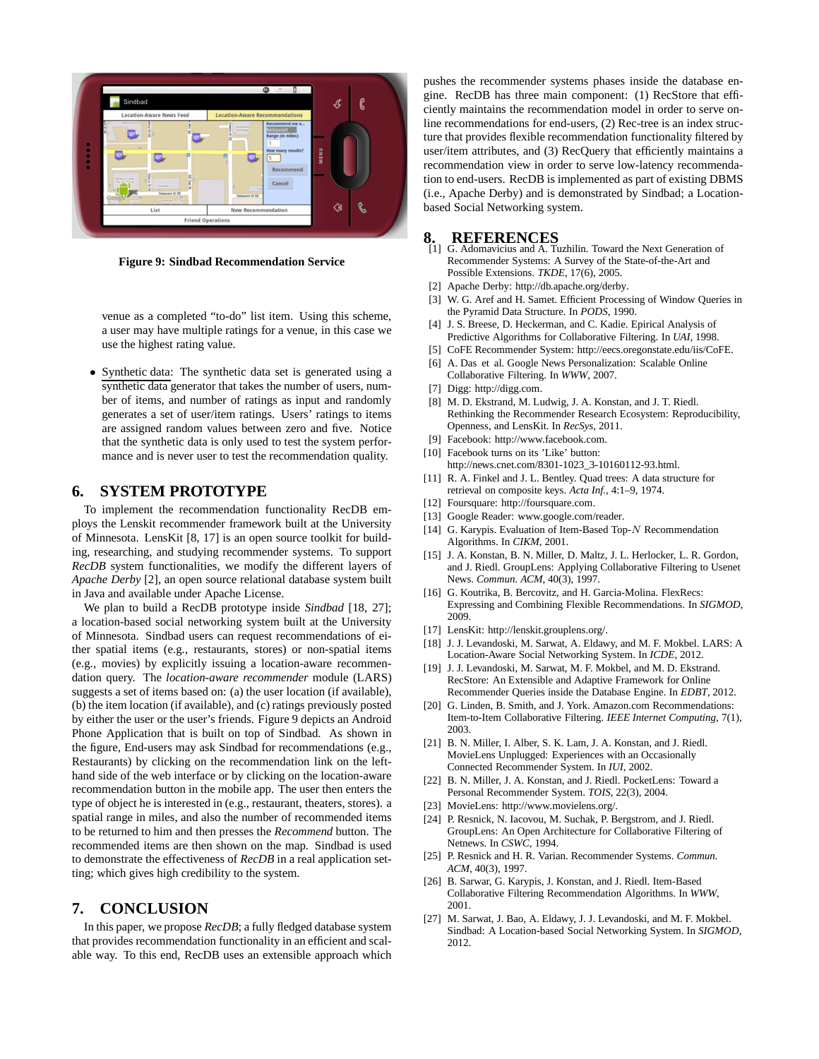Figure 9: Sindbad Recommendation Service

venue as a completed "to-do" list item. Using this scheme, a user may have multiple ratings for a venue, in this case we use the highest rating value.

- Synthetic data: The synthetic data set is generated using a synthetic data generator that takes the number of users, number of items, and number of ratings as input and randomly generates a set of user/item ratings. Users' ratings to items are assigned random values between zero and five. Notice that the synthetic data is only used to test the system performance and is never user to test the recommendation quality.

## 6. SYSTEM PROTOTYPE

To implement the recommendation functionality RecDB employs the Lenskit recommender framework built at the University of Minnesota. LensKit [8, 17] is an open source toolkit for building, researching, and studying recommender systems. To support *RecDB* system functionalities, we modify the different layers of *Apache Derby* [2], an open source relational database system built in Java and available under Apache License.

We plan to build a RecDB prototype inside *Sindbad* [18, 27]; a location-based social networking system built at the University of Minnesota. Sindbad users can request recommendations of either spatial items (e.g., restaurants, stores) or non-spatial items (e.g., movies) by explicitly issuing a location-aware recommendation query. The *location-aware recommender* module (LARS) suggests a set of items based on: (a) the user location (if available), (b) the item location (if available), and (c) ratings previously posted by either the user or the user's friends. Figure 9 depicts an Android Phone Application that is built on top of Sindbad. As shown in the figure, End-users may ask Sindbad for recommendations (e.g., Restaurants) by clicking on the recommendation link on the left-hand side of the web interface or by clicking on the location-aware recommendation button in the mobile app. The user then enters the type of object he is interested in (e.g., restaurant, theaters, stores). a spatial range in miles, and also the number of recommended items to be returned to him and then presses the *Recommend* button. The recommended items are then shown on the map. Sindbad is used to demonstrate the effectiveness of *RecDB* in a real application setting; which gives high credibility to the system.

## 7. CONCLUSION

In this paper, we propose *RecDB*; a fully fledged database system that provides recommendation functionality in an efficient and scalable way. To this end, RecDB uses an extensible approach which pushes the recommender systems phases inside the database engine. RecDB has three main component: (1) RecStore that efficiently maintains the recommendation model in order to serve online recommendations for end-users, (2) Rec-tree is an index structure that provides flexible recommendation functionality filtered by user/item attributes, and (3) RecQuery that efficiently maintains a recommendation view in order to serve low-latency recommendation to end-users. RecDB is implemented as part of existing DBMS (i.e., Apache Derby) and is demonstrated by Sindbad; a Location-based Social Networking system.

## 8. REFERENCES

[1] G. Adomavicius and A. Tuzhilin. Toward the Next Generation of Recommender Systems: A Survey of the State-of-the-Art and Possible Extensions. *TKDE*, 17(6), 2005.

[2] Apache Derby: http://db.apache.org/derby.

[3] W. G. Aref and H. Samet. Efficient Processing of Window Queries in the Pyramid Data Structure. In *PODS*, 1990.

[4] J. S. Breese, D. Heckerman, and C. Kadie. Epirical Analysis of Predictive Algorithms for Collaborative Filtering. In *UAI*, 1998.

[5] CoFE Recommender System: http://eecs.oregonstate.edu/iis/CoFE.

[6] A. Das et al. Google News Personalization: Scalable Online Collaborative Filtering. In *WWW*, 2007.

[7] Digg: http://digg.com.

[8] M. D. Ekstrand, M. Ludwig, J. A. Konstan, and J. T. Riedl. Rethinking the Recommender Research Ecosystem: Reproducibility, Openness, and LensKit. In *RecSys*, 2011.

[9] Facebook: http://www.facebook.com.

[10] Facebook turns on its 'Like' button: http://news.cnet.com/8301-1023_3-10160112-93.html.

[11] R. A. Finkel and J. L. Bentley. Quad trees: A data structure for retrieval on composite keys. *Acta Inf.*, 4:1–9, 1974.

[12] Foursquare: http://foursquare.com.

[13] Google Reader: www.google.com/reader.

[14] G. Karypis. Evaluation of Item-Based Top-$N$ Recommendation Algorithms. In *CIKM*, 2001.

[15] J. A. Konstan, B. N. Miller, D. Maltz, J. L. Herlocker, L. R. Gordon, and J. Riedl. GroupLens: Applying Collaborative Filtering to Usenet News. *Commun. ACM*, 40(3), 1997.

[16] G. Koutrika, B. Bercovitz, and H. Garcia-Molina. FlexRecs: Expressing and Combining Flexible Recommendations. In *SIGMOD*, 2009.

[17] LensKit: http://lenskit.grouplens.org/.

[18] J. J. Levandoski, M. Sarwat, A. Eldawy, and M. F. Mokbel. LARS: A Location-Aware Social Networking System. In *ICDE*, 2012.

[19] J. J. Levandoski, M. Sarwat, M. F. Mokbel, and M. D. Ekstrand. RecStore: An Extensible and Adaptive Framework for Online Recommender Queries inside the Database Engine. In *EDBT*, 2012.

[20] G. Linden, B. Smith, and J. York. Amazon.com Recommendations: Item-to-Item Collaborative Filtering. *IEEE Internet Computing*, 7(1), 2003.

[21] B. N. Miller, I. Alber, S. K. Lam, J. A. Konstan, and J. Riedl. MovieLens Unplugged: Experiences with an Occasionally Connected Recommender System. In *IUI*, 2002.

[22] B. N. Miller, J. A. Konstan, and J. Riedl. PocketLens: Toward a Personal Recommender System. *TOIS*, 22(3), 2004.

[23] MovieLens: http://www.movielens.org/.

[24] P. Resnick, N. Iacovou, M. Suchak, P. Bergstrom, and J. Riedl. GroupLens: An Open Architecture for Collaborative Filtering of Netnews. In *CSWC*, 1994.

[25] P. Resnick and H. R. Varian. Recommender Systems. *Commun. ACM*, 40(3), 1997.

[26] B. Sarwar, G. Karypis, J. Konstan, and J. Riedl. Item-Based Collaborative Filtering Recommendation Algorithms. In *WWW*, 2001.

[27] M. Sarwat, J. Bao, A. Eldawy, J. J. Levandoski, and M. F. Mokbel. Sindbad: A Location-based Social Networking System. In *SIGMOD*, 2012.